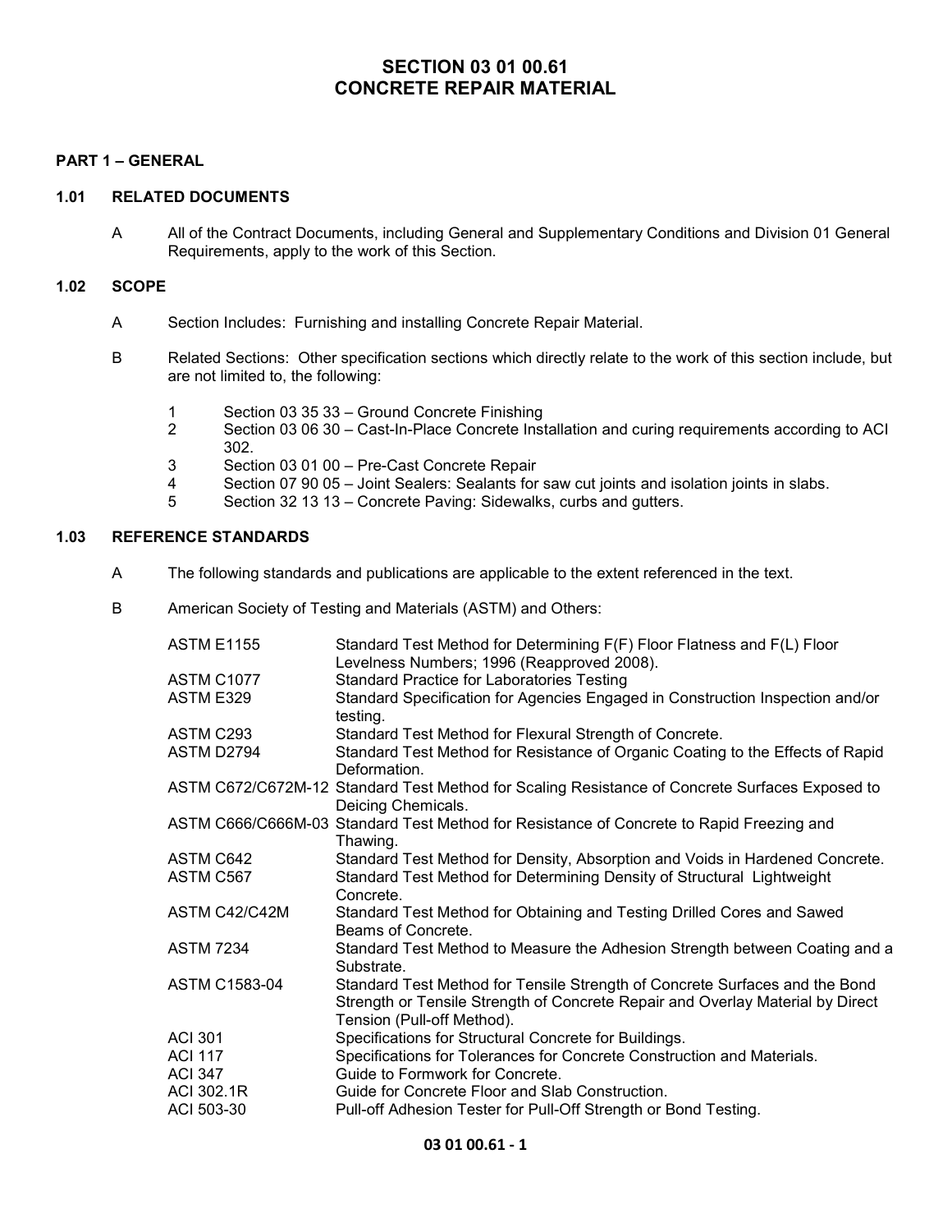# SECTION 03 01 00.61
# CONCRETE REPAIR MATERIAL

## PART 1 – GENERAL

### 1.01 RELATED DOCUMENTS

A All of the Contract Documents, including General and Supplementary Conditions and Division 01 General Requirements, apply to the work of this Section.

### 1.02 SCOPE

A Section Includes: Furnishing and installing Concrete Repair Material.

B Related Sections: Other specification sections which directly relate to the work of this section include, but are not limited to, the following:

1. Section 03 35 33 – Ground Concrete Finishing
2. Section 03 06 30 – Cast-In-Place Concrete Installation and curing requirements according to ACI 302.
3. Section 03 01 00 – Pre-Cast Concrete Repair
4. Section 07 90 05 – Joint Sealers: Sealants for saw cut joints and isolation joints in slabs.
5. Section 32 13 13 – Concrete Paving: Sidewalks, curbs and gutters.

### 1.03 REFERENCE STANDARDS

A The following standards and publications are applicable to the extent referenced in the text.

B American Society of Testing and Materials (ASTM) and Others:

| | |
|---|---|
| ASTM E1155 | Standard Test Method for Determining F(F) Floor Flatness and F(L) Floor Levelness Numbers; 1996 (Reapproved 2008). |
| ASTM C1077 | Standard Practice for Laboratories Testing |
| ASTM E329 | Standard Specification for Agencies Engaged in Construction Inspection and/or testing. |
| ASTM C293 | Standard Test Method for Flexural Strength of Concrete. |
| ASTM D2794 | Standard Test Method for Resistance of Organic Coating to the Effects of Rapid Deformation. |
| ASTM C672/C672M-12 | Standard Test Method for Scaling Resistance of Concrete Surfaces Exposed to Deicing Chemicals. |
| ASTM C666/C666M-03 | Standard Test Method for Resistance of Concrete to Rapid Freezing and Thawing. |
| ASTM C642 | Standard Test Method for Density, Absorption and Voids in Hardened Concrete. |
| ASTM C567 | Standard Test Method for Determining Density of Structural Lightweight Concrete. |
| ASTM C42/C42M | Standard Test Method for Obtaining and Testing Drilled Cores and Sawed Beams of Concrete. |
| ASTM 7234 | Standard Test Method to Measure the Adhesion Strength between Coating and a Substrate. |
| ASTM C1583-04 | Standard Test Method for Tensile Strength of Concrete Surfaces and the Bond Strength or Tensile Strength of Concrete Repair and Overlay Material by Direct Tension (Pull-off Method). |
| ACI 301 | Specifications for Structural Concrete for Buildings. |
| ACI 117 | Specifications for Tolerances for Concrete Construction and Materials. |
| ACI 347 | Guide to Formwork for Concrete. |
| ACI 302.1R | Guide for Concrete Floor and Slab Construction. |
| ACI 503-30 | Pull-off Adhesion Tester for Pull-Off Strength or Bond Testing. |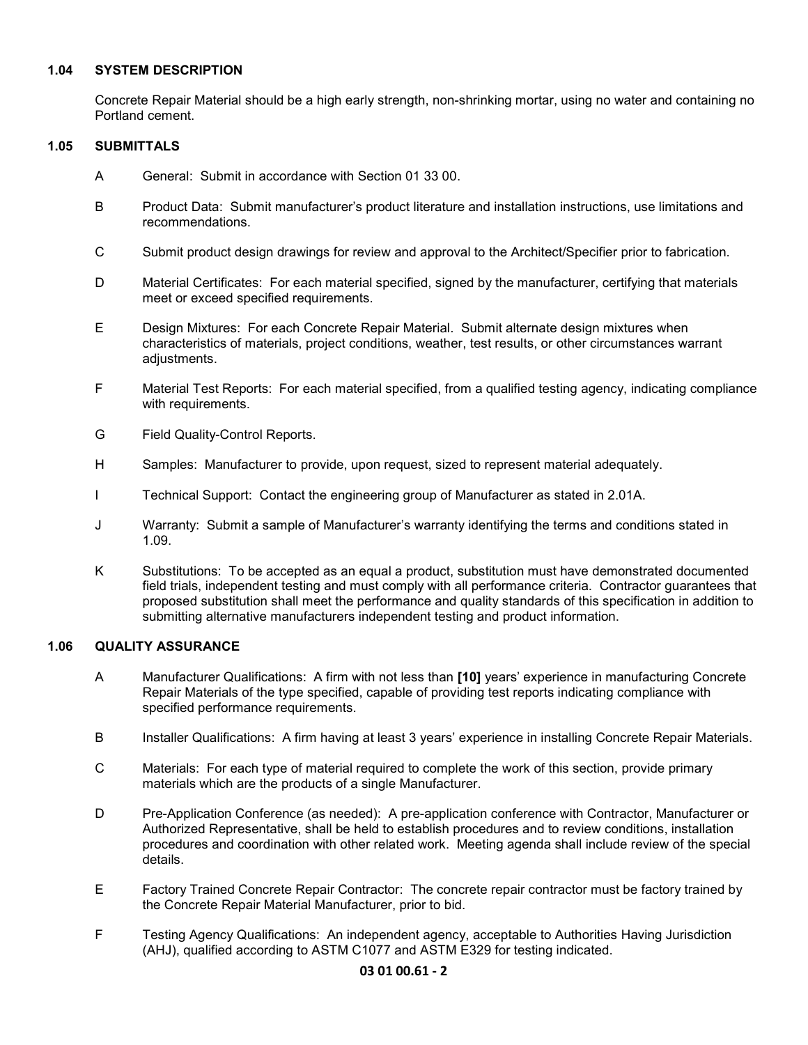### 1.04 SYSTEM DESCRIPTION

Concrete Repair Material should be a high early strength, non-shrinking mortar, using no water and containing no Portland cement.

### 1.05 SUBMITTALS

A General: Submit in accordance with Section 01 33 00.

B Product Data: Submit manufacturer's product literature and installation instructions, use limitations and recommendations.

C Submit product design drawings for review and approval to the Architect/Specifier prior to fabrication.

D Material Certificates: For each material specified, signed by the manufacturer, certifying that materials meet or exceed specified requirements.

E Design Mixtures: For each Concrete Repair Material. Submit alternate design mixtures when characteristics of materials, project conditions, weather, test results, or other circumstances warrant adjustments.

F Material Test Reports: For each material specified, from a qualified testing agency, indicating compliance with requirements.

G Field Quality-Control Reports.

H Samples: Manufacturer to provide, upon request, sized to represent material adequately.

I Technical Support: Contact the engineering group of Manufacturer as stated in 2.01A.

J Warranty: Submit a sample of Manufacturer's warranty identifying the terms and conditions stated in 1.09.

K Substitutions: To be accepted as an equal a product, substitution must have demonstrated documented field trials, independent testing and must comply with all performance criteria. Contractor guarantees that proposed substitution shall meet the performance and quality standards of this specification in addition to submitting alternative manufacturers independent testing and product information.

### 1.06 QUALITY ASSURANCE

A Manufacturer Qualifications: A firm with not less than **[10]** years' experience in manufacturing Concrete Repair Materials of the type specified, capable of providing test reports indicating compliance with specified performance requirements.

B Installer Qualifications: A firm having at least 3 years' experience in installing Concrete Repair Materials.

C Materials: For each type of material required to complete the work of this section, provide primary materials which are the products of a single Manufacturer.

D Pre-Application Conference (as needed): A pre-application conference with Contractor, Manufacturer or Authorized Representative, shall be held to establish procedures and to review conditions, installation procedures and coordination with other related work. Meeting agenda shall include review of the special details.

E Factory Trained Concrete Repair Contractor: The concrete repair contractor must be factory trained by the Concrete Repair Material Manufacturer, prior to bid.

F Testing Agency Qualifications: An independent agency, acceptable to Authorities Having Jurisdiction (AHJ), qualified according to ASTM C1077 and ASTM E329 for testing indicated.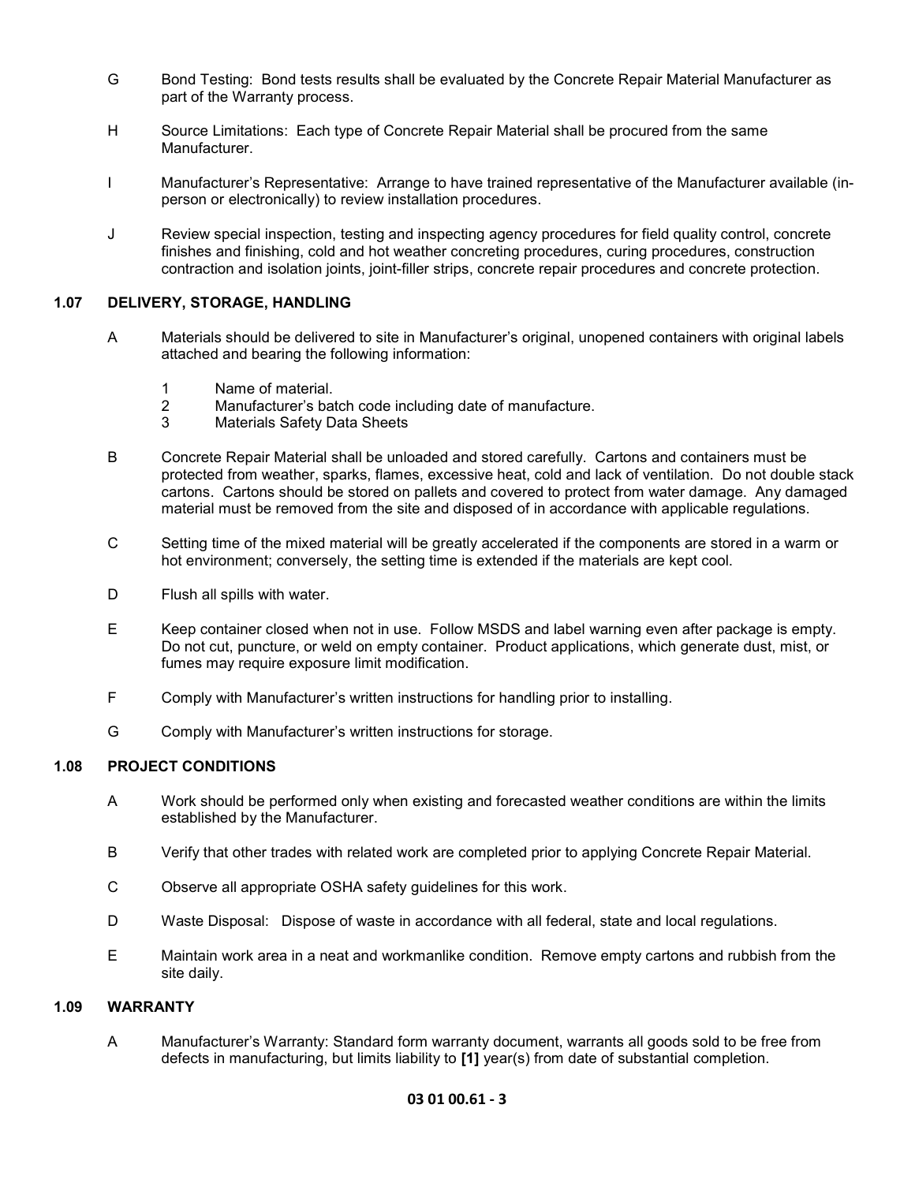G Bond Testing: Bond tests results shall be evaluated by the Concrete Repair Material Manufacturer as part of the Warranty process.

H Source Limitations: Each type of Concrete Repair Material shall be procured from the same Manufacturer.

I Manufacturer's Representative: Arrange to have trained representative of the Manufacturer available (in-person or electronically) to review installation procedures.

J Review special inspection, testing and inspecting agency procedures for field quality control, concrete finishes and finishing, cold and hot weather concreting procedures, curing procedures, construction contraction and isolation joints, joint-filler strips, concrete repair procedures and concrete protection.

## 1.07 DELIVERY, STORAGE, HANDLING

A Materials should be delivered to site in Manufacturer's original, unopened containers with original labels attached and bearing the following information:

1. Name of material.
2. Manufacturer's batch code including date of manufacture.
3. Materials Safety Data Sheets

B Concrete Repair Material shall be unloaded and stored carefully. Cartons and containers must be protected from weather, sparks, flames, excessive heat, cold and lack of ventilation. Do not double stack cartons. Cartons should be stored on pallets and covered to protect from water damage. Any damaged material must be removed from the site and disposed of in accordance with applicable regulations.

C Setting time of the mixed material will be greatly accelerated if the components are stored in a warm or hot environment; conversely, the setting time is extended if the materials are kept cool.

D Flush all spills with water.

E Keep container closed when not in use. Follow MSDS and label warning even after package is empty. Do not cut, puncture, or weld on empty container. Product applications, which generate dust, mist, or fumes may require exposure limit modification.

F Comply with Manufacturer's written instructions for handling prior to installing.

G Comply with Manufacturer's written instructions for storage.

## 1.08 PROJECT CONDITIONS

A Work should be performed only when existing and forecasted weather conditions are within the limits established by the Manufacturer.

B Verify that other trades with related work are completed prior to applying Concrete Repair Material.

C Observe all appropriate OSHA safety guidelines for this work.

D Waste Disposal: Dispose of waste in accordance with all federal, state and local regulations.

E Maintain work area in a neat and workmanlike condition. Remove empty cartons and rubbish from the site daily.

## 1.09 WARRANTY

A Manufacturer's Warranty: Standard form warranty document, warrants all goods sold to be free from defects in manufacturing, but limits liability to **[1]** year(s) from date of substantial completion.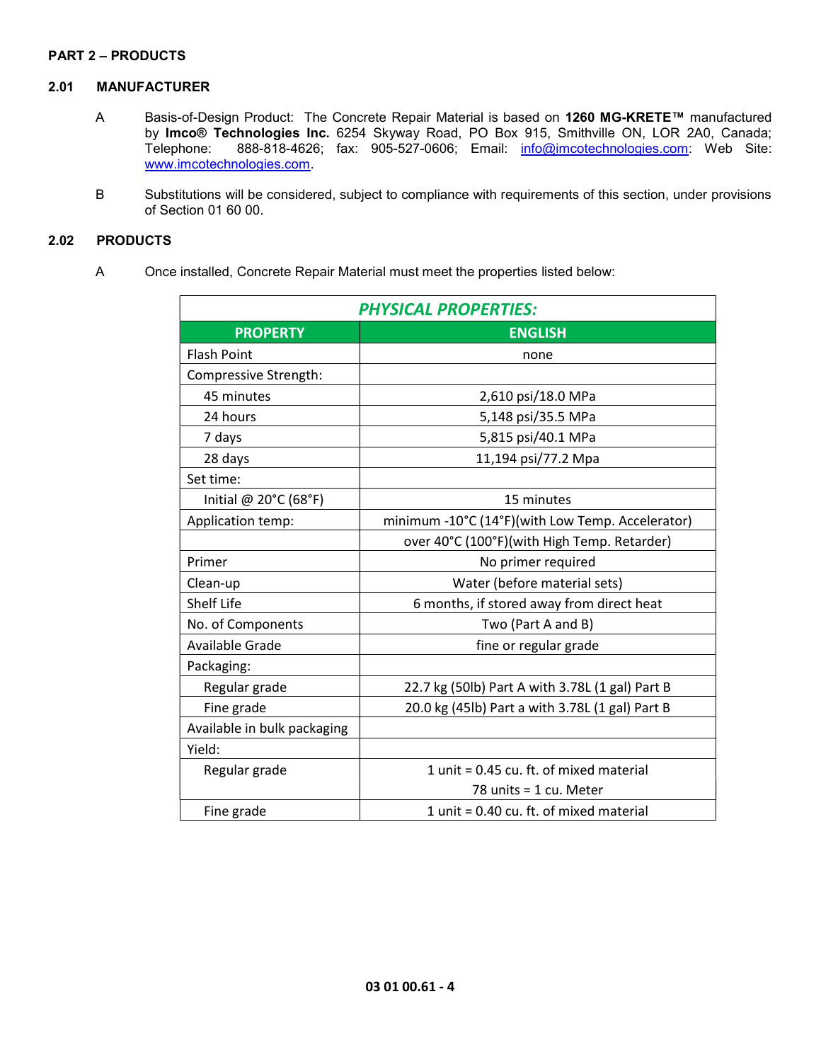## PART 2 – PRODUCTS

### 2.01 MANUFACTURER

A Basis-of-Design Product: The Concrete Repair Material is based on **1260 MG-KRETE™** manufactured by **Imco® Technologies Inc.** 6254 Skyway Road, PO Box 915, Smithville ON, LOR 2A0, Canada; Telephone: 888-818-4626; fax: 905-527-0606; Email: info@imcotechnologies.com: Web Site: www.imcotechnologies.com.

B Substitutions will be considered, subject to compliance with requirements of this section, under provisions of Section 01 60 00.

### 2.02 PRODUCTS

A Once installed, Concrete Repair Material must meet the properties listed below:

| ***PHYSICAL PROPERTIES:*** | |
|---|---|
| **PROPERTY** | **ENGLISH** |
| Flash Point | none |
| Compressive Strength: | |
| 45 minutes | 2,610 psi/18.0 MPa |
| 24 hours | 5,148 psi/35.5 MPa |
| 7 days | 5,815 psi/40.1 MPa |
| 28 days | 11,194 psi/77.2 Mpa |
| Set time: | |
| Initial @ 20°C (68°F) | 15 minutes |
| Application temp: | minimum -10°C (14°F)(with Low Temp. Accelerator) |
| | over 40°C (100°F)(with High Temp. Retarder) |
| Primer | No primer required |
| Clean-up | Water (before material sets) |
| Shelf Life | 6 months, if stored away from direct heat |
| No. of Components | Two (Part A and B) |
| Available Grade | fine or regular grade |
| Packaging: | |
| Regular grade | 22.7 kg (50lb) Part A with 3.78L (1 gal) Part B |
| Fine grade | 20.0 kg (45lb) Part a with 3.78L (1 gal) Part B |
| Available in bulk packaging | |
| Yield: | |
| Regular grade | 1 unit = 0.45 cu. ft. of mixed material<br>78 units = 1 cu. Meter |
| Fine grade | 1 unit = 0.40 cu. ft. of mixed material |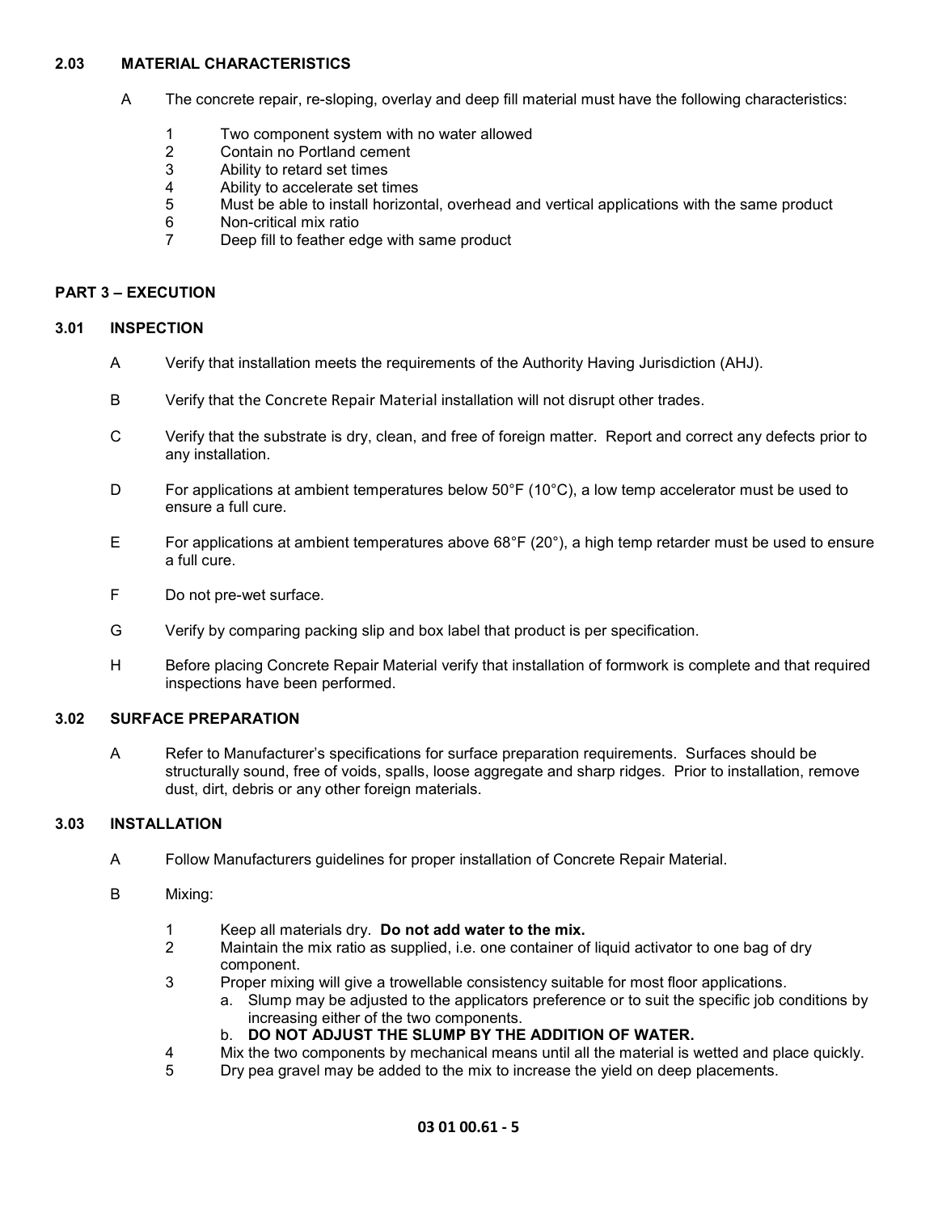### 2.03 MATERIAL CHARACTERISTICS

A The concrete repair, re-sloping, overlay and deep fill material must have the following characteristics:

1. Two component system with no water allowed
2. Contain no Portland cement
3. Ability to retard set times
4. Ability to accelerate set times
5. Must be able to install horizontal, overhead and vertical applications with the same product
6. Non-critical mix ratio
7. Deep fill to feather edge with same product

## PART 3 – EXECUTION

### 3.01 INSPECTION

A Verify that installation meets the requirements of the Authority Having Jurisdiction (AHJ).

B Verify that the Concrete Repair Material installation will not disrupt other trades.

C Verify that the substrate is dry, clean, and free of foreign matter. Report and correct any defects prior to any installation.

D For applications at ambient temperatures below 50°F (10°C), a low temp accelerator must be used to ensure a full cure.

E For applications at ambient temperatures above 68°F (20°), a high temp retarder must be used to ensure a full cure.

F Do not pre-wet surface.

G Verify by comparing packing slip and box label that product is per specification.

H Before placing Concrete Repair Material verify that installation of formwork is complete and that required inspections have been performed.

### 3.02 SURFACE PREPARATION

A Refer to Manufacturer's specifications for surface preparation requirements. Surfaces should be structurally sound, free of voids, spalls, loose aggregate and sharp ridges. Prior to installation, remove dust, dirt, debris or any other foreign materials.

### 3.03 INSTALLATION

A Follow Manufacturers guidelines for proper installation of Concrete Repair Material.

B Mixing:

1. Keep all materials dry. **Do not add water to the mix.**
2. Maintain the mix ratio as supplied, i.e. one container of liquid activator to one bag of dry component.
3. Proper mixing will give a trowellable consistency suitable for most floor applications.
   a. Slump may be adjusted to the applicators preference or to suit the specific job conditions by increasing either of the two components.
   b. **DO NOT ADJUST THE SLUMP BY THE ADDITION OF WATER.**
4. Mix the two components by mechanical means until all the material is wetted and place quickly.
5. Dry pea gravel may be added to the mix to increase the yield on deep placements.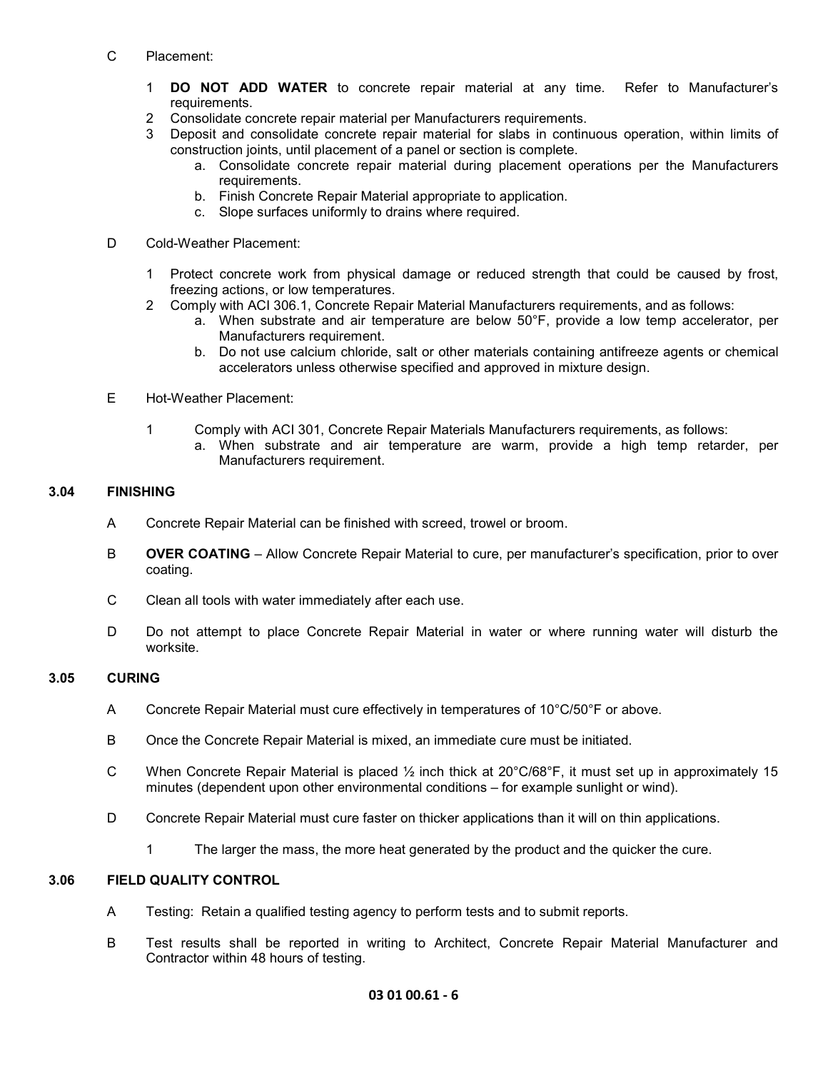C Placement:

1. **DO NOT ADD WATER** to concrete repair material at any time. Refer to Manufacturer's requirements.
2. Consolidate concrete repair material per Manufacturers requirements.
3. Deposit and consolidate concrete repair material for slabs in continuous operation, within limits of construction joints, until placement of a panel or section is complete.
   a. Consolidate concrete repair material during placement operations per the Manufacturers requirements.
   b. Finish Concrete Repair Material appropriate to application.
   c. Slope surfaces uniformly to drains where required.

D Cold-Weather Placement:

1. Protect concrete work from physical damage or reduced strength that could be caused by frost, freezing actions, or low temperatures.
2. Comply with ACI 306.1, Concrete Repair Material Manufacturers requirements, and as follows:
   a. When substrate and air temperature are below 50°F, provide a low temp accelerator, per Manufacturers requirement.
   b. Do not use calcium chloride, salt or other materials containing antifreeze agents or chemical accelerators unless otherwise specified and approved in mixture design.

E Hot-Weather Placement:

1. Comply with ACI 301, Concrete Repair Materials Manufacturers requirements, as follows:
   a. When substrate and air temperature are warm, provide a high temp retarder, per Manufacturers requirement.

## 3.04 FINISHING

A Concrete Repair Material can be finished with screed, trowel or broom.

B **OVER COATING** – Allow Concrete Repair Material to cure, per manufacturer's specification, prior to over coating.

C Clean all tools with water immediately after each use.

D Do not attempt to place Concrete Repair Material in water or where running water will disturb the worksite.

## 3.05 CURING

A Concrete Repair Material must cure effectively in temperatures of 10°C/50°F or above.

B Once the Concrete Repair Material is mixed, an immediate cure must be initiated.

C When Concrete Repair Material is placed ½ inch thick at 20°C/68°F, it must set up in approximately 15 minutes (dependent upon other environmental conditions – for example sunlight or wind).

D Concrete Repair Material must cure faster on thicker applications than it will on thin applications.

1. The larger the mass, the more heat generated by the product and the quicker the cure.

## 3.06 FIELD QUALITY CONTROL

A Testing: Retain a qualified testing agency to perform tests and to submit reports.

B Test results shall be reported in writing to Architect, Concrete Repair Material Manufacturer and Contractor within 48 hours of testing.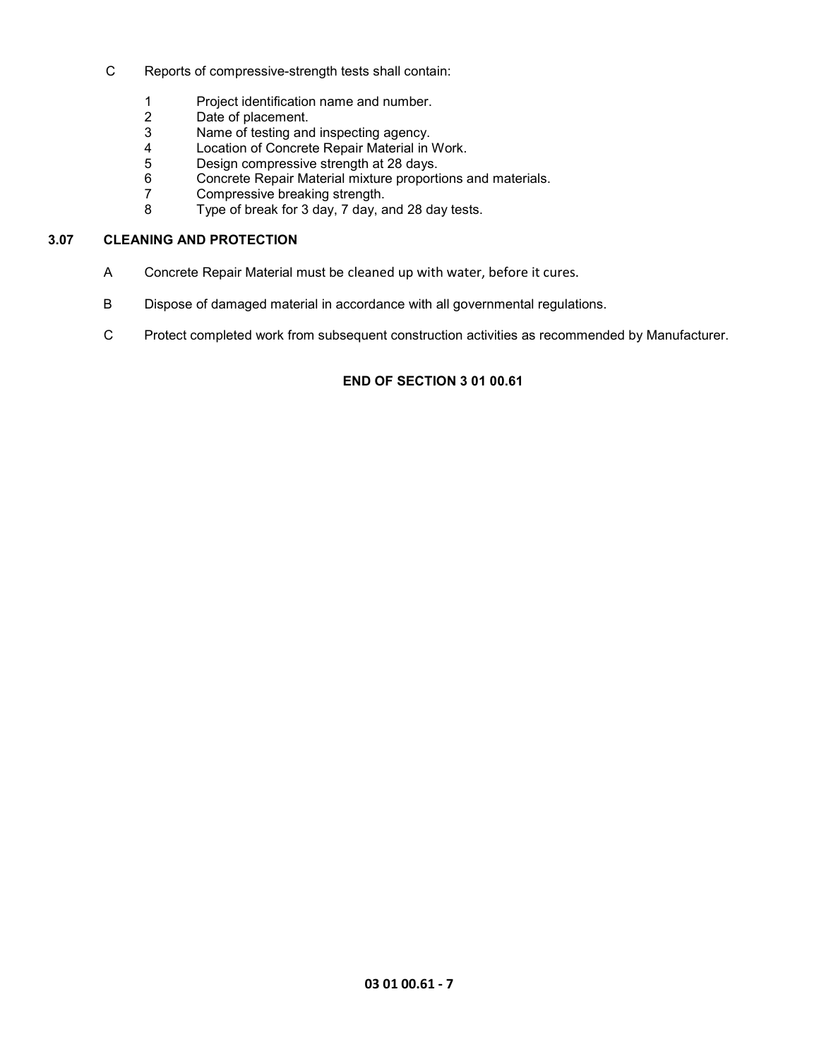C Reports of compressive-strength tests shall contain:

1. Project identification name and number.
2. Date of placement.
3. Name of testing and inspecting agency.
4. Location of Concrete Repair Material in Work.
5. Design compressive strength at 28 days.
6. Concrete Repair Material mixture proportions and materials.
7. Compressive breaking strength.
8. Type of break for 3 day, 7 day, and 28 day tests.

### 3.07 CLEANING AND PROTECTION

A Concrete Repair Material must be cleaned up with water, before it cures.

B Dispose of damaged material in accordance with all governmental regulations.

C Protect completed work from subsequent construction activities as recommended by Manufacturer.

**END OF SECTION 3 01 00.61**